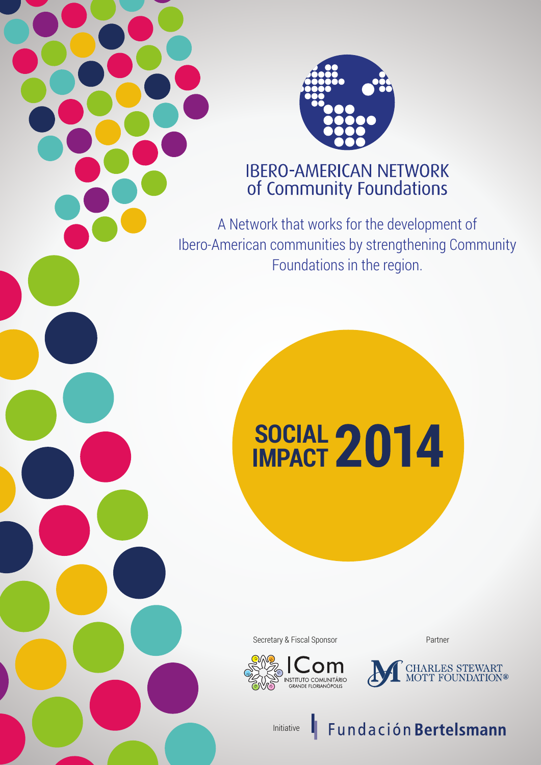# IBERO-AMERICAN NETWORK of Community Foundations

A Network that works for the development of Ibero-American communities by strengthening Community Foundations in the region.

# SOCIAL IMPACT 2014

Secretary & Fiscal Sponsor

ICom INSTITUTO COMUNITÁRIO GRANDE FLORIANÓPOLIS

Partner

CHARLES STEWART MOTT FOUNDATION®

Initiative

Fundación Bertelsmann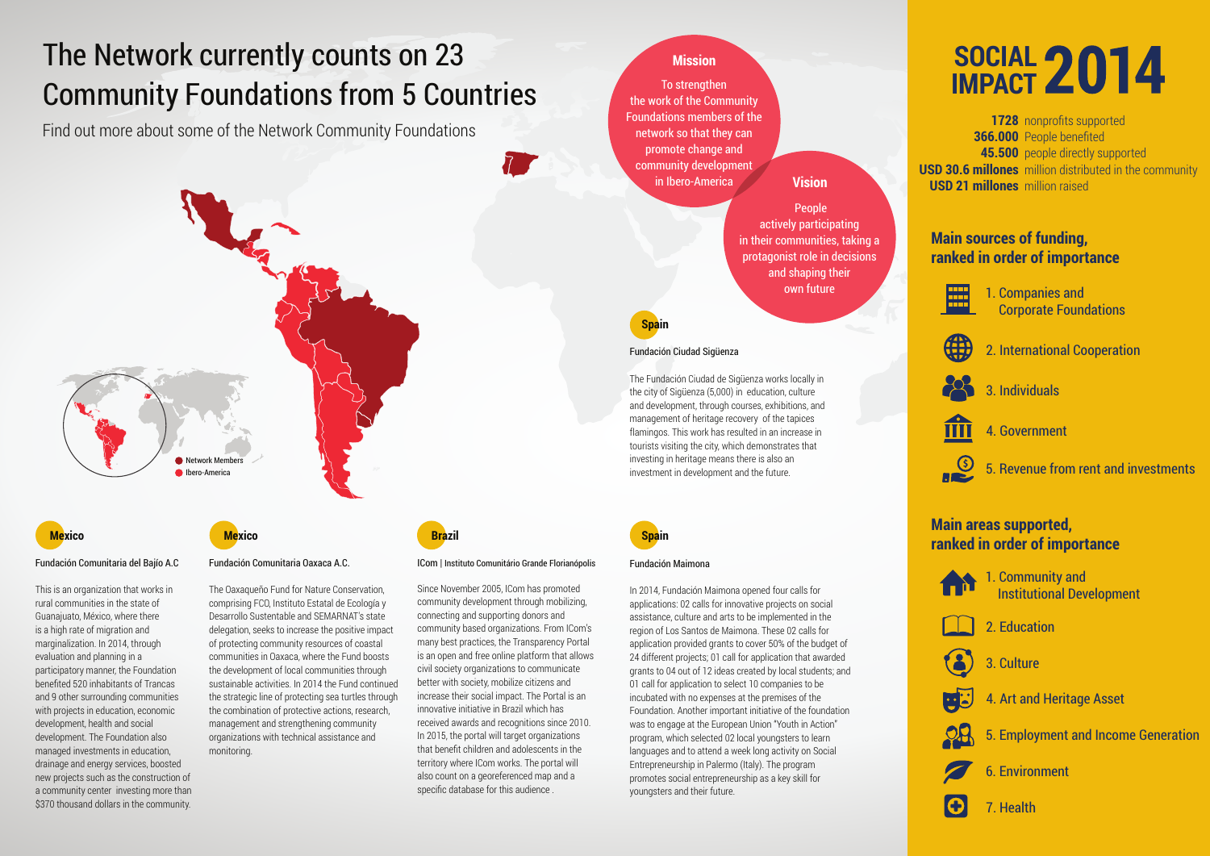# The Network currently counts on 23 Community Foundations from 5 Countries

Find out more about some of the Network Community Foundations

Network Members
Ibero-America

## Mission

To strengthen the work of the Community Foundations members of the network so that they can promote change and community development in Ibero-America

## Vision

People actively participating in their communities, taking a protagonist role in decisions and shaping their own future

### Spain

**Fundación Ciudad Sigüenza**

The Fundación Ciudad de Sigüenza works locally in the city of Sigüenza (5,000) in education, culture and development, through courses, exhibitions, and management of heritage recovery of the tapices flamingos. This work has resulted in an increase in tourists visiting the city, which demonstrates that investing in heritage means there is also an investment in development and the future.

### Mexico

**Fundación Comunitaria del Bajío A.C**

This is an organization that works in rural communities in the state of Guanajuato, México, where there is a high rate of migration and marginalization. In 2014, through evaluation and planning in a participatory manner, the Foundation benefited 520 inhabitants of Trancas and 9 other surrounding communities with projects in education, economic development, health and social development. The Foundation also managed investments in education, drainage and energy services, boosted new projects such as the construction of a community center investing more than $370 thousand dollars in the community.

### Mexico

**Fundación Comunitaria Oaxaca A.C.**

The Oaxaqueño Fund for Nature Conservation, comprising FCO, Instituto Estatal de Ecología y Desarrollo Sustentable and SEMARNAT's state delegation, seeks to increase the positive impact of protecting community resources of coastal communities in Oaxaca, where the Fund boosts the development of local communities through sustainable activities. In 2014 the Fund continued the strategic line of protecting sea turtles through the combination of protective actions, research, management and strengthening community organizations with technical assistance and monitoring.

### Brazil

**ICom | Instituto Comunitário Grande Florianópolis**

Since November 2005, ICom has promoted community development through mobilizing, connecting and supporting donors and community based organizations. From ICom's many best practices, the Transparency Portal is an open and free online platform that allows civil society organizations to communicate better with society, mobilize citizens and increase their social impact. The Portal is an innovative initiative in Brazil which has received awards and recognitions since 2010. In 2015, the portal will target organizations that benefit children and adolescents in the territory where ICom works. The portal will also count on a georeferenced map and a specific database for this audience .

### Spain

**Fundación Maimona**

In 2014, Fundación Maimona opened four calls for applications: 02 calls for innovative projects on social assistance, culture and arts to be implemented in the region of Los Santos de Maimona. These 02 calls for application provided grants to cover 50% of the budget of 24 different projects; 01 call for application that awarded grants to 04 out of 12 ideas created by local students; and 01 call for application to select 10 companies to be incubated with no expenses at the premises of the Foundation. Another important initiative of the foundation was to engage at the European Union "Youth in Action" program, which selected 02 local youngsters to learn languages and to attend a week long activity on Social Entrepreneurship in Palermo (Italy). The program promotes social entrepreneurship as a key skill for youngsters and their future.

# SOCIAL IMPACT 2014

**1728** nonprofits supported
**366.000** People benefited
**45.500** people directly supported
**USD 30.6 millones** million distributed in the community
**USD 21 millones** million raised

## Main sources of funding, ranked in order of importance

1. Companies and Corporate Foundations
2. International Cooperation
3. Individuals
4. Government
5. Revenue from rent and investments

## Main areas supported, ranked in order of importance

1. Community and Institutional Development
2. Education
3. Culture
4. Art and Heritage Asset
5. Employment and Income Generation
6. Environment
7. Health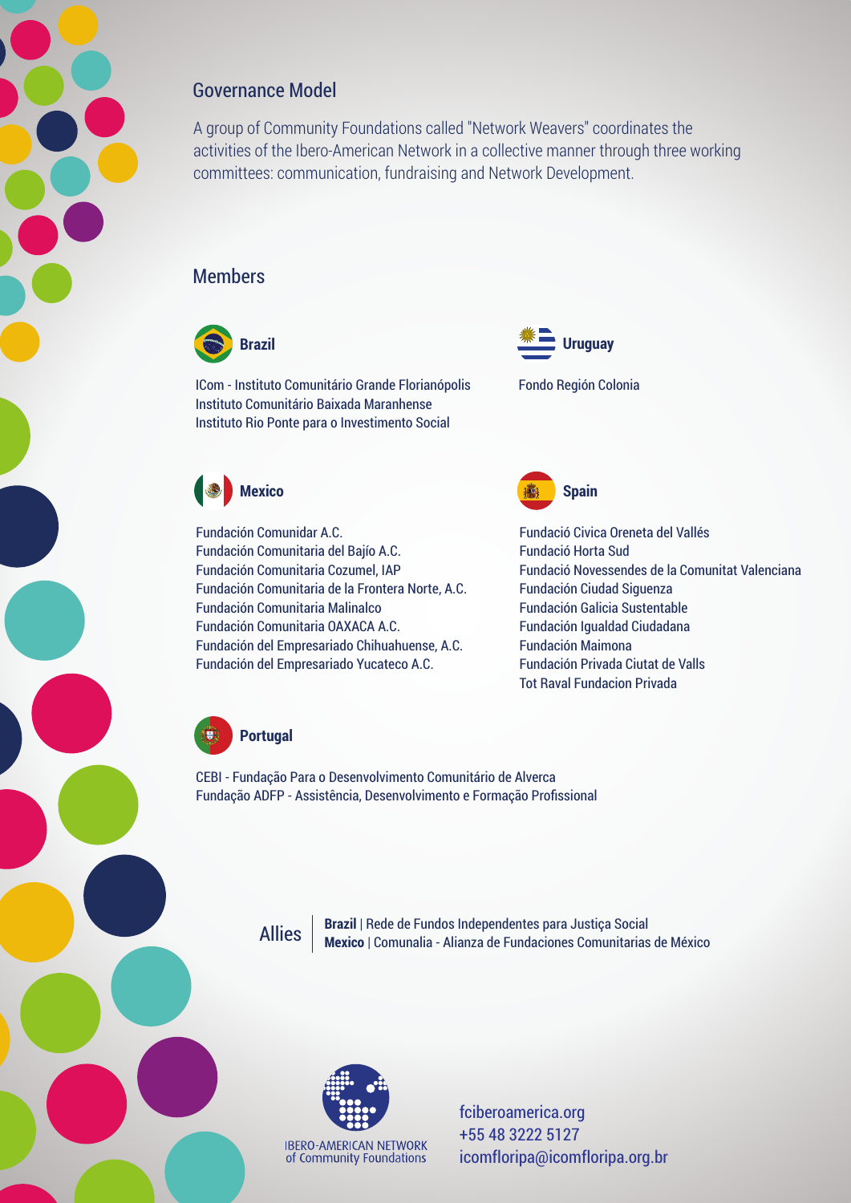## Governance Model

A group of Community Foundations called "Network Weavers" coordinates the activities of the Ibero-American Network in a collective manner through three working committees: communication, fundraising and Network Development.

## Members

### Brazil

ICom - Instituto Comunitário Grande Florianópolis
Instituto Comunitário Baixada Maranhense
Instituto Rio Ponte para o Investimento Social

### Uruguay

Fondo Región Colonia

### Mexico

Fundación Comunidar A.C.
Fundación Comunitaria del Bajío A.C.
Fundación Comunitaria Cozumel, IAP
Fundación Comunitaria de la Frontera Norte, A.C.
Fundación Comunitaria Malinalco
Fundación Comunitaria OAXACA A.C.
Fundación del Empresariado Chihuahuense, A.C.
Fundación del Empresariado Yucateco A.C.

### Spain

Fundació Cívica Oreneta del Vallés
Fundació Horta Sud
Fundació Novessendes de la Comunitat Valenciana
Fundación Ciudad Siguenza
Fundación Galicia Sustentable
Fundación Igualdad Ciudadana
Fundación Maimona
Fundación Privada Ciutat de Valls
Tot Raval Fundacion Privada

### Portugal

CEBI - Fundação Para o Desenvolvimento Comunitário de Alverca
Fundação ADFP - Assistência, Desenvolvimento e Formação Profissional

## Allies

**Brazil** | Rede de Fundos Independentes para Justiça Social
**Mexico** | Comunalia - Alianza de Fundaciones Comunitarias de México

IBERO-AMERICAN NETWORK
of Community Foundations

fciberoamerica.org
+55 48 3222 5127
icomfloripa@icomfloripa.org.br